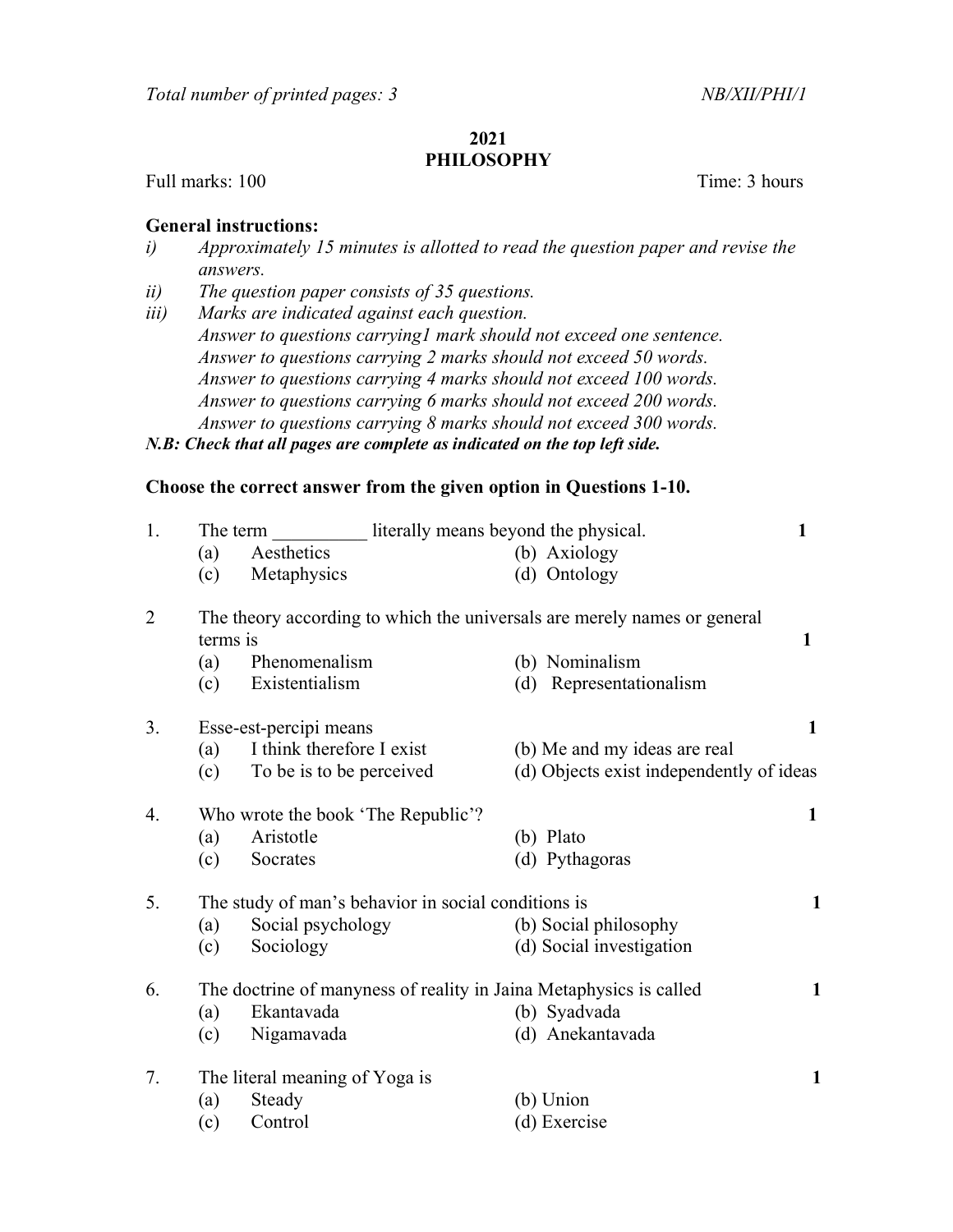Total number of printed pages: 3 NB/XII/PHI/1

# 2021
# PHILOSOPHY

Full marks: 100 Time: 3 hours

**General instructions:**

i) *Approximately 15 minutes is allotted to read the question paper and revise the answers.*
ii) *The question paper consists of 35 questions.*
iii) *Marks are indicated against each question.*
*Answer to questions carrying1 mark should not exceed one sentence.*
*Answer to questions carrying 2 marks should not exceed 50 words.*
*Answer to questions carrying 4 marks should not exceed 100 words.*
*Answer to questions carrying 6 marks should not exceed 200 words.*
*Answer to questions carrying 8 marks should not exceed 300 words.*

***N.B: Check that all pages are complete as indicated on the top left side.***

**Choose the correct answer from the given option in Questions 1-10.**

1. The term __________ literally means beyond the physical. **1**
   (a) Aesthetics (b) Axiology
   (c) Metaphysics (d) Ontology

2. The theory according to which the universals are merely names or general terms is **1**
   (a) Phenomenalism (b) Nominalism
   (c) Existentialism (d) Representationalism

3. Esse-est-percipi means **1**
   (a) I think therefore I exist (b) Me and my ideas are real
   (c) To be is to be perceived (d) Objects exist independently of ideas

4. Who wrote the book 'The Republic'? **1**
   (a) Aristotle (b) Plato
   (c) Socrates (d) Pythagoras

5. The study of man's behavior in social conditions is **1**
   (a) Social psychology (b) Social philosophy
   (c) Sociology (d) Social investigation

6. The doctrine of manyness of reality in Jaina Metaphysics is called **1**
   (a) Ekantavada (b) Syadvada
   (c) Nigamavada (d) Anekantavada

7. The literal meaning of Yoga is **1**
   (a) Steady (b) Union
   (c) Control (d) Exercise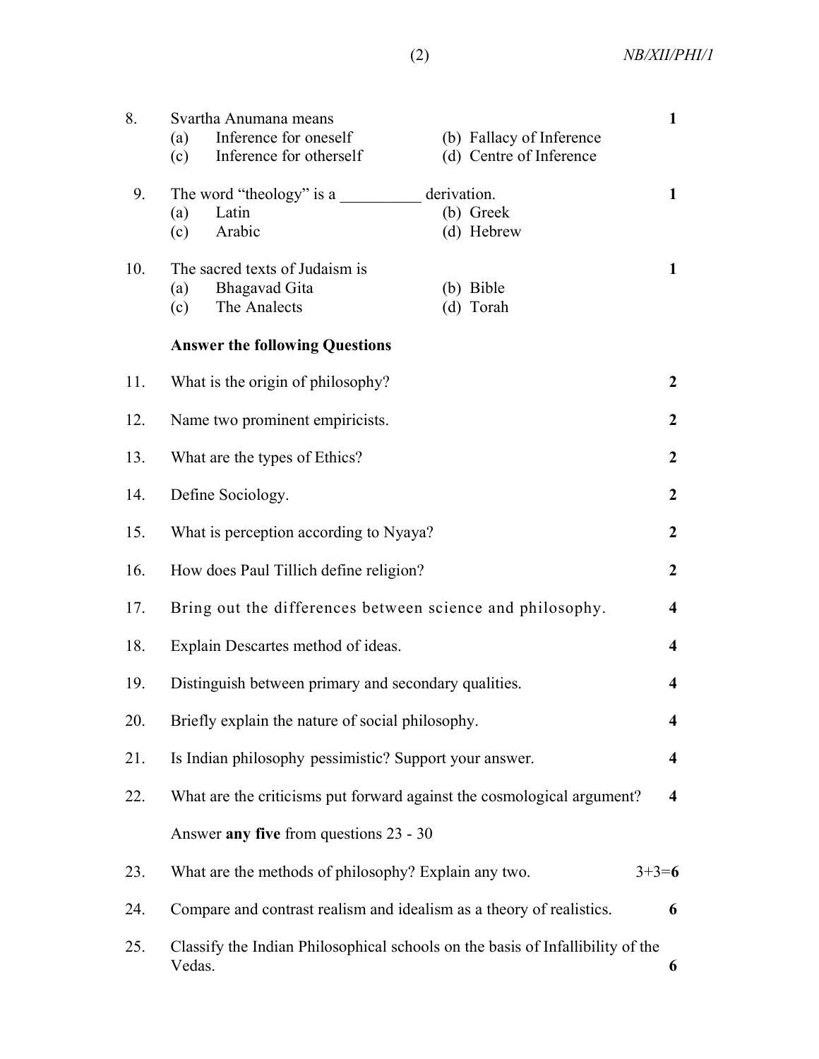8. Svartha Anumana means **1**
   (a) Inference for oneself (b) Fallacy of Inference
   (c) Inference for otherself (d) Centre of Inference

9. The word "theology" is a __________ derivation. **1**
   (a) Latin (b) Greek
   (c) Arabic (d) Hebrew

10. The sacred texts of Judaism is **1**
    (a) Bhagavad Gita (b) Bible
    (c) The Analects (d) Torah

**Answer the following Questions**

11. What is the origin of philosophy? **2**

12. Name two prominent empiricists. **2**

13. What are the types of Ethics? **2**

14. Define Sociology. **2**

15. What is perception according to Nyaya? **2**

16. How does Paul Tillich define religion? **2**

17. Bring out the differences between science and philosophy. **4**

18. Explain Descartes method of ideas. **4**

19. Distinguish between primary and secondary qualities. **4**

20. Briefly explain the nature of social philosophy. **4**

21. Is Indian philosophy pessimistic? Support your answer. **4**

22. What are the criticisms put forward against the cosmological argument? **4**

Answer **any five** from questions 23 - 30

23. What are the methods of philosophy? Explain any two. 3+3=**6**

24. Compare and contrast realism and idealism as a theory of realistics. **6**

25. Classify the Indian Philosophical schools on the basis of Infallibility of the Vedas. **6**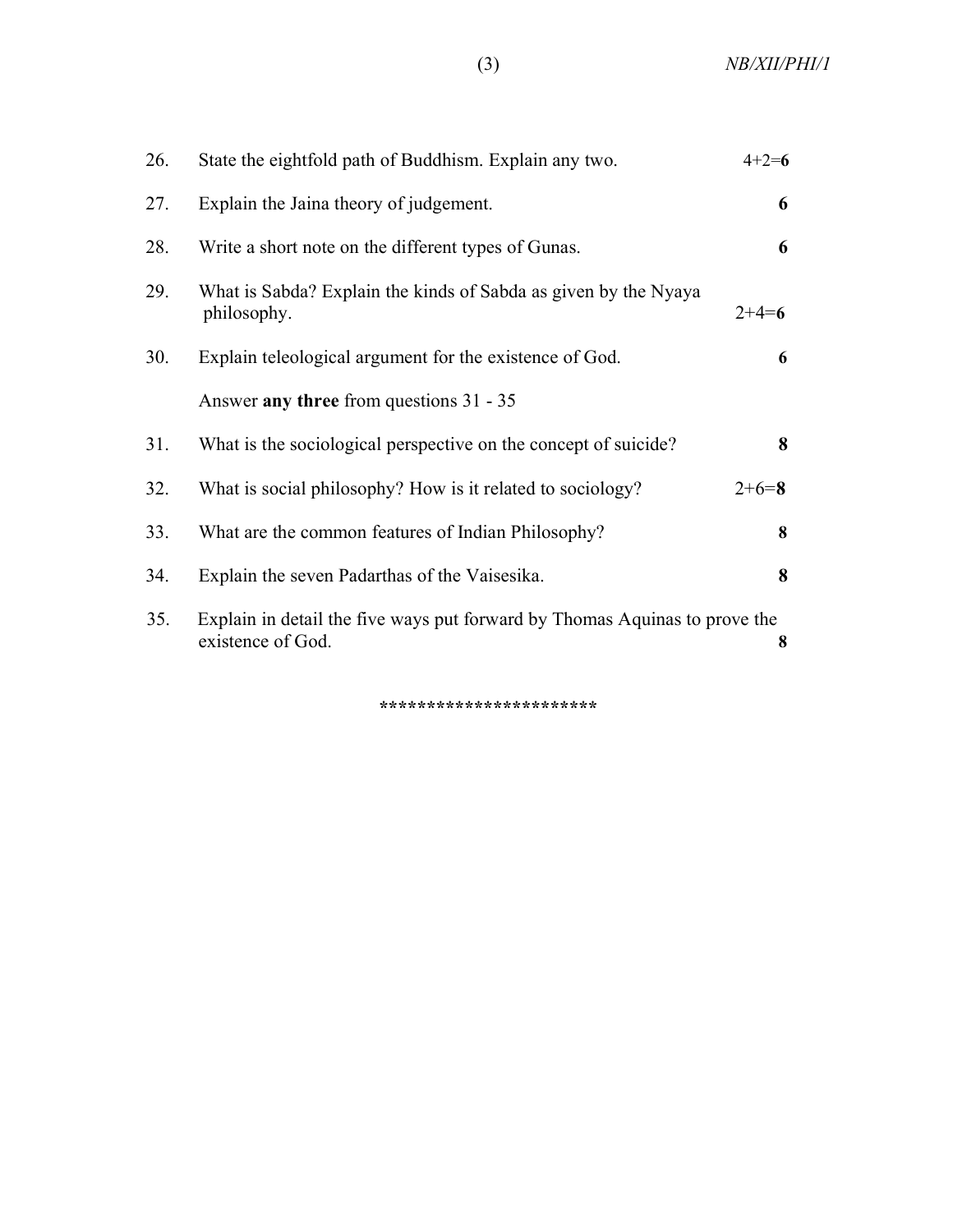26. State the eightfold path of Buddhism. Explain any two. 4+2=**6**

27. Explain the Jaina theory of judgement. **6**

28. Write a short note on the different types of Gunas. **6**

29. What is Sabda? Explain the kinds of Sabda as given by the Nyaya philosophy. 2+4=**6**

30. Explain teleological argument for the existence of God. **6**

Answer **any three** from questions 31 - 35

31. What is the sociological perspective on the concept of suicide? **8**

32. What is social philosophy? How is it related to sociology? 2+6=**8**

33. What are the common features of Indian Philosophy? **8**

34. Explain the seven Padarthas of the Vaisesika. **8**

35. Explain in detail the five ways put forward by Thomas Aquinas to prove the existence of God. **8**

**********************